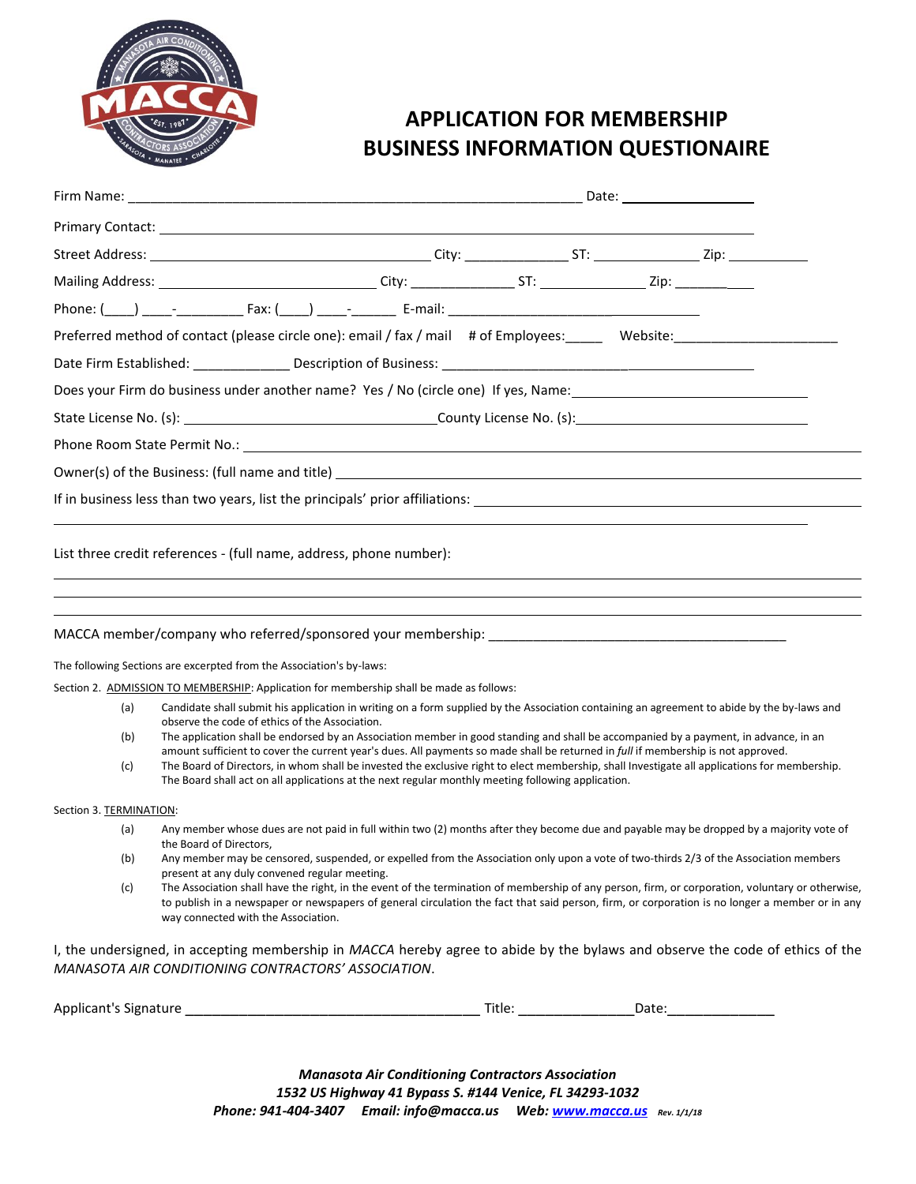# APPLICATION FOR MEMBERSHIP
# BUSINESS INFORMATION QUESTIONAIRE

Firm Name: ___________________________________________________________ Date: ________________

Primary Contact: ___________________________________________________________________________

Street Address: ____________________________________ City: ______________ ST: ______________ Zip: ___________

Mailing Address: ______________________________ City: ______________ ST: ______________ Zip: ___________

Phone: (____) ____-_________ Fax: (____) ____-______ E-mail: ____________________________________

Preferred method of contact (please circle one): email / fax / mail # of Employees:_____ Website:______________________

Date Firm Established: _____________ Description of Business: ________________________________________

Does your Firm do business under another name? Yes / No (circle one) If yes, Name:_______________________________

State License No. (s): _________________________________County License No. (s):_______________________________

Phone Room State Permit No.: _______________________________________________________________________

Owner(s) of the Business: (full name and title) ________________________________________________________

If in business less than two years, list the principals' prior affiliations: _________________________________________

_____________________________________________________________________________________________

List three credit references - (full name, address, phone number):

_____________________________________________________________________________________________

_____________________________________________________________________________________________

_____________________________________________________________________________________________

MACCA member/company who referred/sponsored your membership: ________________________________________

The following Sections are excerpted from the Association's by-laws:

Section 2. ADMISSION TO MEMBERSHIP: Application for membership shall be made as follows:

(a) Candidate shall submit his application in writing on a form supplied by the Association containing an agreement to abide by the by-laws and observe the code of ethics of the Association.

(b) The application shall be endorsed by an Association member in good standing and shall be accompanied by a payment, in advance, in an amount sufficient to cover the current year's dues. All payments so made shall be returned in *full* if membership is not approved.

(c) The Board of Directors, in whom shall be invested the exclusive right to elect membership, shall Investigate all applications for membership. The Board shall act on all applications at the next regular monthly meeting following application.

Section 3. TERMINATION:

(a) Any member whose dues are not paid in full within two (2) months after they become due and payable may be dropped by a majority vote of the Board of Directors,

(b) Any member may be censored, suspended, or expelled from the Association only upon a vote of two-thirds 2/3 of the Association members present at any duly convened regular meeting.

(c) The Association shall have the right, in the event of the termination of membership of any person, firm, or corporation, voluntary or otherwise, to publish in a newspaper or newspapers of general circulation the fact that said person, firm, or corporation is no longer a member or in any way connected with the Association.

I, the undersigned, in accepting membership in *MACCA* hereby agree to abide by the bylaws and observe the code of ethics of the *MANASOTA AIR CONDITIONING CONTRACTORS' ASSOCIATION*.

Applicant's Signature ______________________________________ Title: _______________Date:______________

***Manasota Air Conditioning Contractors Association***
***1532 US Highway 41 Bypass S. #144 Venice, FL 34293-1032***
***Phone: 941-404-3407 Email: info@macca.us Web: www.macca.us*** *Rev. 1/1/18*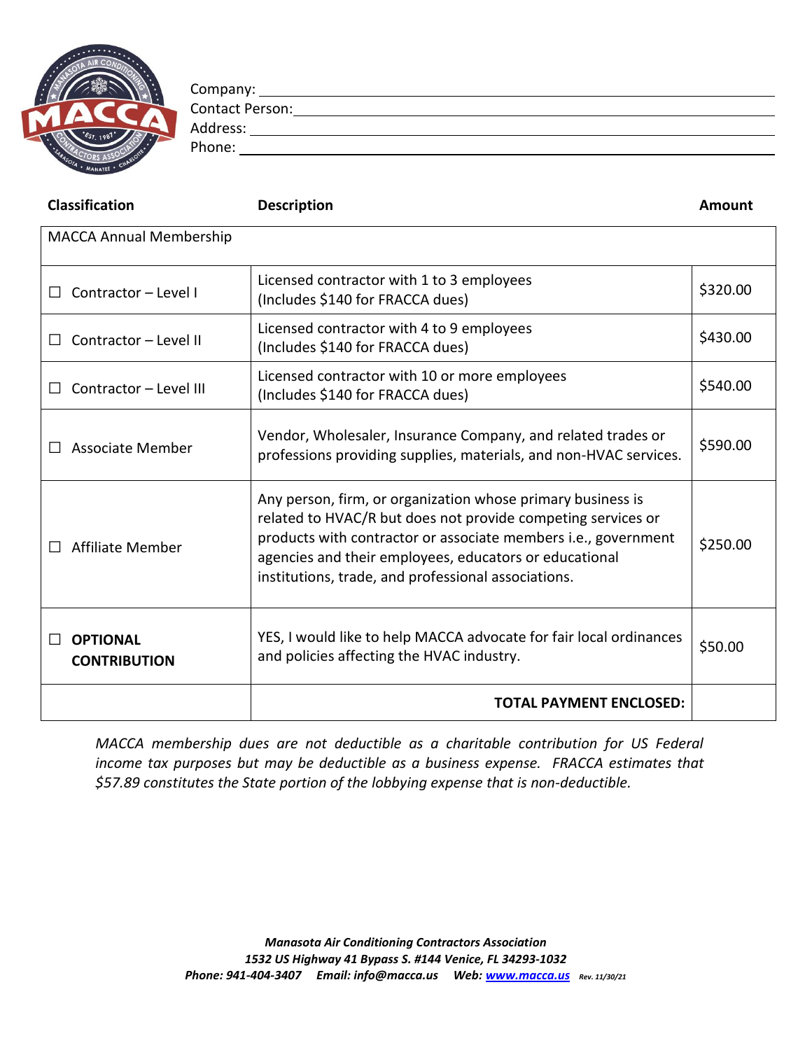Company: \_\_\_\_\_\_\_\_\_\_\_\_\_\_\_\_\_\_\_\_\_\_\_\_\_\_\_\_\_\_\_\_\_\_\_\_\_\_\_\_

Contact Person: \_\_\_\_\_\_\_\_\_\_\_\_\_\_\_\_\_\_\_\_\_\_\_\_\_\_\_\_\_\_\_\_\_\_\_\_\_\_\_\_

Address: \_\_\_\_\_\_\_\_\_\_\_\_\_\_\_\_\_\_\_\_\_\_\_\_\_\_\_\_\_\_\_\_\_\_\_\_\_\_\_\_

Phone: \_\_\_\_\_\_\_\_\_\_\_\_\_\_\_\_\_\_\_\_\_\_\_\_\_\_\_\_\_\_\_\_\_\_\_\_\_\_\_\_

| **Classification** | **Description** | **Amount** |
|---|---|---|
| MACCA Annual Membership | | |
| ☐ Contractor – Level I | Licensed contractor with 1 to 3 employees (Includes $140 for FRACCA dues) | $320.00 |
| ☐ Contractor – Level II | Licensed contractor with 4 to 9 employees (Includes $140 for FRACCA dues) | $430.00 |
| ☐ Contractor – Level III | Licensed contractor with 10 or more employees (Includes $140 for FRACCA dues) | $540.00 |
| ☐ Associate Member | Vendor, Wholesaler, Insurance Company, and related trades or professions providing supplies, materials, and non-HVAC services. | $590.00 |
| ☐ Affiliate Member | Any person, firm, or organization whose primary business is related to HVAC/R but does not provide competing services or products with contractor or associate members i.e., government agencies and their employees, educators or educational institutions, trade, and professional associations. | $250.00 |
| ☐ **OPTIONAL CONTRIBUTION** | YES, I would like to help MACCA advocate for fair local ordinances and policies affecting the HVAC industry. | $50.00 |
| | **TOTAL PAYMENT ENCLOSED:** | |

*MACCA membership dues are not deductible as a charitable contribution for US Federal income tax purposes but may be deductible as a business expense. FRACCA estimates that $57.89 constitutes the State portion of the lobbying expense that is non-deductible.*

***Manasota Air Conditioning Contractors Association***
***1532 US Highway 41 Bypass S. #144 Venice, FL 34293-1032***
***Phone: 941-404-3407 Email: info@macca.us Web: www.macca.us*** *Rev. 11/30/21*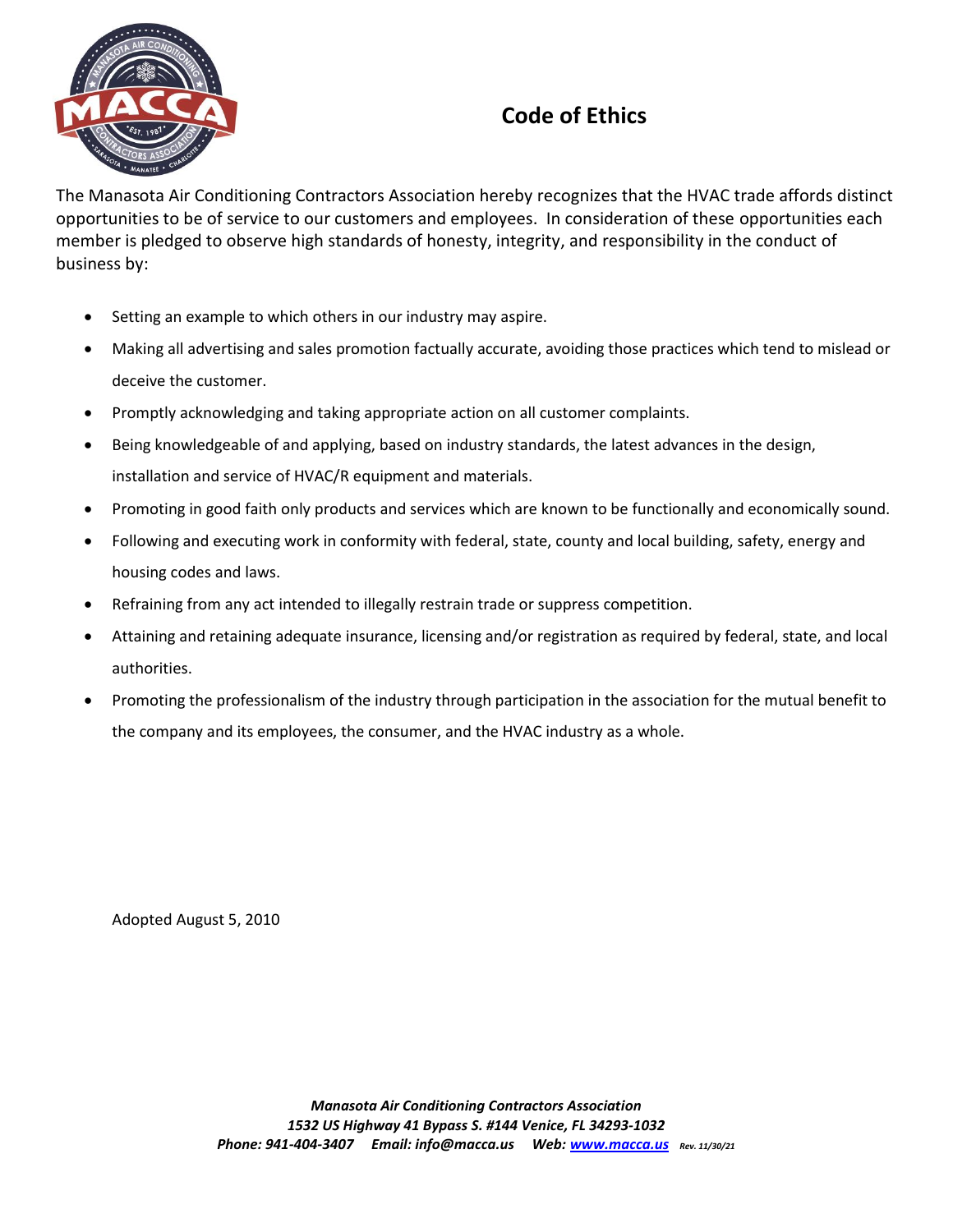# Code of Ethics

The Manasota Air Conditioning Contractors Association hereby recognizes that the HVAC trade affords distinct opportunities to be of service to our customers and employees. In consideration of these opportunities each member is pledged to observe high standards of honesty, integrity, and responsibility in the conduct of business by:

- Setting an example to which others in our industry may aspire.
- Making all advertising and sales promotion factually accurate, avoiding those practices which tend to mislead or deceive the customer.
- Promptly acknowledging and taking appropriate action on all customer complaints.
- Being knowledgeable of and applying, based on industry standards, the latest advances in the design, installation and service of HVAC/R equipment and materials.
- Promoting in good faith only products and services which are known to be functionally and economically sound.
- Following and executing work in conformity with federal, state, county and local building, safety, energy and housing codes and laws.
- Refraining from any act intended to illegally restrain trade or suppress competition.
- Attaining and retaining adequate insurance, licensing and/or registration as required by federal, state, and local authorities.
- Promoting the professionalism of the industry through participation in the association for the mutual benefit to the company and its employees, the consumer, and the HVAC industry as a whole.

Adopted August 5, 2010

***Manasota Air Conditioning Contractors Association***
***1532 US Highway 41 Bypass S. #144 Venice, FL 34293-1032***
***Phone: 941-404-3407 Email: info@macca.us Web: www.macca.us*** *Rev. 11/30/21*